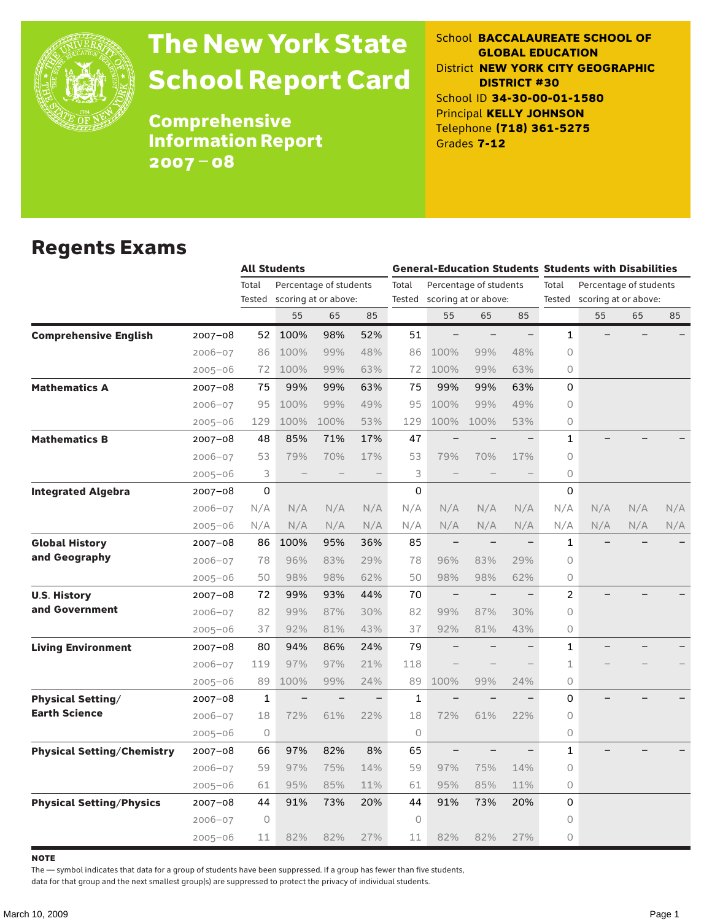# The New York State School Report Card

**Comprehensive Information Report 2007–08**

School **BACCALAUREATE SCHOOL OF GLOBAL EDUCATION**
District **NEW YORK CITY GEOGRAPHIC DISTRICT #30**
School ID **34-30-00-01-1580**
Principal **KELLY JOHNSON**
Telephone **(718) 361-5275**
Grades **7-12**

## Regents Exams

| | | All Students | | | | General-Education Students | | | | Students with Disabilities | | | |
|---|---|---|---|---|---|---|---|---|---|---|---|---|---|
| | | Total Tested | Percentage of students scoring at or above: | | | Total Tested | Percentage of students scoring at or above: | | | Total Tested | Percentage of students scoring at or above: | | |
| | | | 55 | 65 | 85 | | 55 | 65 | 85 | | 55 | 65 | 85 |
| **Comprehensive English** | 2007–08 | 52 | 100% | 98% | 52% | 51 | – | – | – | 1 | – | – | – |
| | 2006–07 | 86 | 100% | 99% | 48% | 86 | 100% | 99% | 48% | 0 | | | |
| | 2005–06 | 72 | 100% | 99% | 63% | 72 | 100% | 99% | 63% | 0 | | | |
| **Mathematics A** | 2007–08 | 75 | 99% | 99% | 63% | 75 | 99% | 99% | 63% | 0 | | | |
| | 2006–07 | 95 | 100% | 99% | 49% | 95 | 100% | 99% | 49% | 0 | | | |
| | 2005–06 | 129 | 100% | 100% | 53% | 129 | 100% | 100% | 53% | 0 | | | |
| **Mathematics B** | 2007–08 | 48 | 85% | 71% | 17% | 47 | – | – | – | 1 | – | – | – |
| | 2006–07 | 53 | 79% | 70% | 17% | 53 | 79% | 70% | 17% | 0 | | | |
| | 2005–06 | 3 | – | – | – | 3 | – | – | – | 0 | | | |
| **Integrated Algebra** | 2007–08 | 0 | | | | 0 | | | | 0 | | | |
| | 2006–07 | N/A | N/A | N/A | N/A | N/A | N/A | N/A | N/A | N/A | N/A | N/A | N/A |
| | 2005–06 | N/A | N/A | N/A | N/A | N/A | N/A | N/A | N/A | N/A | N/A | N/A | N/A |
| **Global History and Geography** | 2007–08 | 86 | 100% | 95% | 36% | 85 | – | – | – | 1 | – | – | – |
| | 2006–07 | 78 | 96% | 83% | 29% | 78 | 96% | 83% | 29% | 0 | | | |
| | 2005–06 | 50 | 98% | 98% | 62% | 50 | 98% | 98% | 62% | 0 | | | |
| **U.S. History and Government** | 2007–08 | 72 | 99% | 93% | 44% | 70 | – | – | – | 2 | – | – | – |
| | 2006–07 | 82 | 99% | 87% | 30% | 82 | 99% | 87% | 30% | 0 | | | |
| | 2005–06 | 37 | 92% | 81% | 43% | 37 | 92% | 81% | 43% | 0 | | | |
| **Living Environment** | 2007–08 | 80 | 94% | 86% | 24% | 79 | – | – | – | 1 | – | – | – |
| | 2006–07 | 119 | 97% | 97% | 21% | 118 | – | – | – | 1 | – | – | – |
| | 2005–06 | 89 | 100% | 99% | 24% | 89 | 100% | 99% | 24% | 0 | | | |
| **Physical Setting/ Earth Science** | 2007–08 | 1 | – | – | – | 1 | – | – | – | 0 | – | – | – |
| | 2006–07 | 18 | 72% | 61% | 22% | 18 | 72% | 61% | 22% | 0 | | | |
| | 2005–06 | 0 | | | | 0 | | | | 0 | | | |
| **Physical Setting/Chemistry** | 2007–08 | 66 | 97% | 82% | 8% | 65 | – | – | – | 1 | – | – | – |
| | 2006–07 | 59 | 97% | 75% | 14% | 59 | 97% | 75% | 14% | 0 | | | |
| | 2005–06 | 61 | 95% | 85% | 11% | 61 | 95% | 85% | 11% | 0 | | | |
| **Physical Setting/Physics** | 2007–08 | 44 | 91% | 73% | 20% | 44 | 91% | 73% | 20% | 0 | | | |
| | 2006–07 | 0 | | | | 0 | | | | 0 | | | |
| | 2005–06 | 11 | 82% | 82% | 27% | 11 | 82% | 82% | 27% | 0 | | | |

**NOTE**

The — symbol indicates that data for a group of students have been suppressed. If a group has fewer than five students, data for that group and the next smallest group(s) are suppressed to protect the privacy of individual students.

March 10, 2009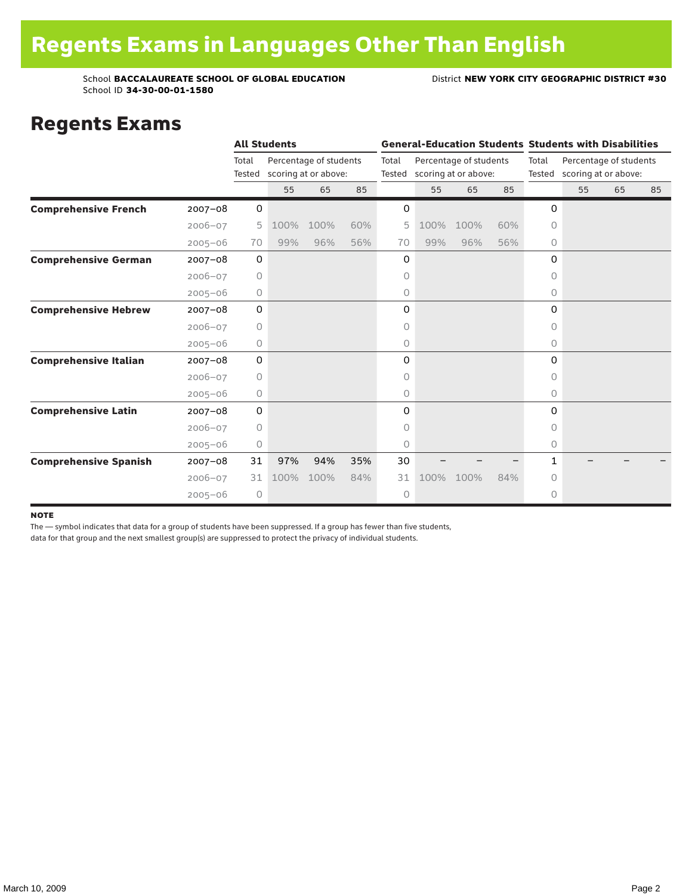# Regents Exams in Languages Other Than English

School **BACCALAUREATE SCHOOL OF GLOBAL EDUCATION**
School ID **34-30-00-01-1580**

District **NEW YORK CITY GEOGRAPHIC DISTRICT #30**

## Regents Exams

| | | All Students | | | | General-Education Students | | | | Students with Disabilities | | | |
|---|---|---|---|---|---|---|---|---|---|---|---|---|---|
| | | Total Tested | Percentage of students scoring at or above: | | | Total Tested | Percentage of students scoring at or above: | | | Total Tested | Percentage of students scoring at or above: | | |
| | | | 55 | 65 | 85 | | 55 | 65 | 85 | | 55 | 65 | 85 |
| **Comprehensive French** | 2007–08 | 0 | | | | 0 | | | | 0 | | | |
| | 2006–07 | 5 | 100% | 100% | 60% | 5 | 100% | 100% | 60% | 0 | | | |
| | 2005–06 | 70 | 99% | 96% | 56% | 70 | 99% | 96% | 56% | 0 | | | |
| **Comprehensive German** | 2007–08 | 0 | | | | 0 | | | | 0 | | | |
| | 2006–07 | 0 | | | | 0 | | | | 0 | | | |
| | 2005–06 | 0 | | | | 0 | | | | 0 | | | |
| **Comprehensive Hebrew** | 2007–08 | 0 | | | | 0 | | | | 0 | | | |
| | 2006–07 | 0 | | | | 0 | | | | 0 | | | |
| | 2005–06 | 0 | | | | 0 | | | | 0 | | | |
| **Comprehensive Italian** | 2007–08 | 0 | | | | 0 | | | | 0 | | | |
| | 2006–07 | 0 | | | | 0 | | | | 0 | | | |
| | 2005–06 | 0 | | | | 0 | | | | 0 | | | |
| **Comprehensive Latin** | 2007–08 | 0 | | | | 0 | | | | 0 | | | |
| | 2006–07 | 0 | | | | 0 | | | | 0 | | | |
| | 2005–06 | 0 | | | | 0 | | | | 0 | | | |
| **Comprehensive Spanish** | 2007–08 | 31 | 97% | 94% | 35% | 30 | – | – | – | 1 | – | – | – |
| | 2006–07 | 31 | 100% | 100% | 84% | 31 | 100% | 100% | 84% | 0 | | | |
| | 2005–06 | 0 | | | | 0 | | | | 0 | | | |

**NOTE**

The — symbol indicates that data for a group of students have been suppressed. If a group has fewer than five students, data for that group and the next smallest group(s) are suppressed to protect the privacy of individual students.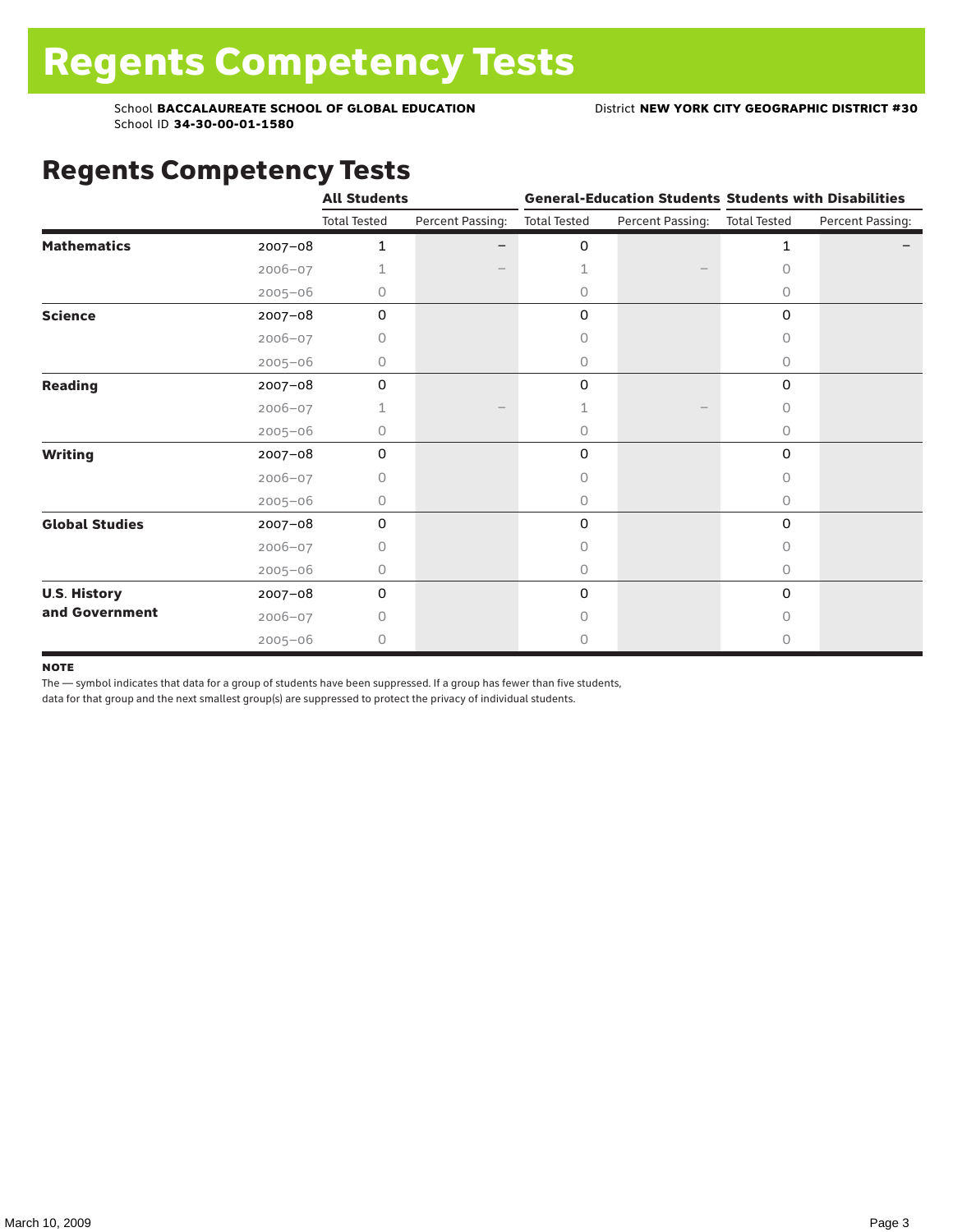# Regents Competency Tests

School **BACCALAUREATE SCHOOL OF GLOBAL EDUCATION**
School ID **34-30-00-01-1580**

District **NEW YORK CITY GEOGRAPHIC DISTRICT #30**

## Regents Competency Tests

| | | All Students | | General-Education Students | | Students with Disabilities | |
|---|---|---|---|---|---|---|---|
| | | Total Tested | Percent Passing: | Total Tested | Percent Passing: | Total Tested | Percent Passing: |
| **Mathematics** | 2007–08 | 1 | – | 0 | | 1 | – |
| | 2006–07 | 1 | – | 1 | – | 0 | |
| | 2005–06 | 0 | | 0 | | 0 | |
| **Science** | 2007–08 | 0 | | 0 | | 0 | |
| | 2006–07 | 0 | | 0 | | 0 | |
| | 2005–06 | 0 | | 0 | | 0 | |
| **Reading** | 2007–08 | 0 | | 0 | | 0 | |
| | 2006–07 | 1 | – | 1 | – | 0 | |
| | 2005–06 | 0 | | 0 | | 0 | |
| **Writing** | 2007–08 | 0 | | 0 | | 0 | |
| | 2006–07 | 0 | | 0 | | 0 | |
| | 2005–06 | 0 | | 0 | | 0 | |
| **Global Studies** | 2007–08 | 0 | | 0 | | 0 | |
| | 2006–07 | 0 | | 0 | | 0 | |
| | 2005–06 | 0 | | 0 | | 0 | |
| **U.S. History and Government** | 2007–08 | 0 | | 0 | | 0 | |
| | 2006–07 | 0 | | 0 | | 0 | |
| | 2005–06 | 0 | | 0 | | 0 | |

**NOTE**

The — symbol indicates that data for a group of students have been suppressed. If a group has fewer than five students, data for that group and the next smallest group(s) are suppressed to protect the privacy of individual students.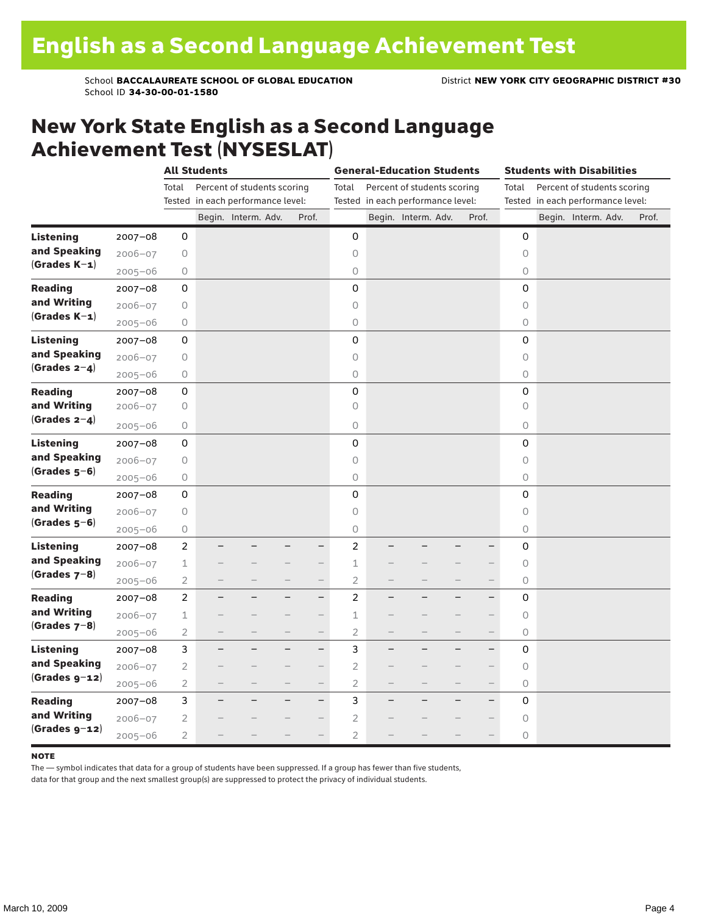# English as a Second Language Achievement Test

School **BACCALAUREATE SCHOOL OF GLOBAL EDUCATION** District **NEW YORK CITY GEOGRAPHIC DISTRICT #30**
School ID **34-30-00-01-1580**

## New York State English as a Second Language Achievement Test (NYSESLAT)

| | | All Students | | | | | General-Education Students | | | | | Students with Disabilities | | | | |
|---|---|---|---|---|---|---|---|---|---|---|---|---|---|---|---|---|
| | | Total Tested | Percent of students scoring in each performance level: | | | | Total Tested | Percent of students scoring in each performance level: | | | | Total Tested | Percent of students scoring in each performance level: | | | |
| | | | Begin. | Interm. | Adv. | Prof. | | Begin. | Interm. | Adv. | Prof. | | Begin. | Interm. | Adv. | Prof. |
| **Listening and Speaking (Grades K–1)** | 2007–08 | 0 | | | | | 0 | | | | | 0 | | | | |
| | 2006–07 | 0 | | | | | 0 | | | | | 0 | | | | |
| | 2005–06 | 0 | | | | | 0 | | | | | 0 | | | | |
| **Reading and Writing (Grades K–1)** | 2007–08 | 0 | | | | | 0 | | | | | 0 | | | | |
| | 2006–07 | 0 | | | | | 0 | | | | | 0 | | | | |
| | 2005–06 | 0 | | | | | 0 | | | | | 0 | | | | |
| **Listening and Speaking (Grades 2–4)** | 2007–08 | 0 | | | | | 0 | | | | | 0 | | | | |
| | 2006–07 | 0 | | | | | 0 | | | | | 0 | | | | |
| | 2005–06 | 0 | | | | | 0 | | | | | 0 | | | | |
| **Reading and Writing (Grades 2–4)** | 2007–08 | 0 | | | | | 0 | | | | | 0 | | | | |
| | 2006–07 | 0 | | | | | 0 | | | | | 0 | | | | |
| | 2005–06 | 0 | | | | | 0 | | | | | 0 | | | | |
| **Listening and Speaking (Grades 5–6)** | 2007–08 | 0 | | | | | 0 | | | | | 0 | | | | |
| | 2006–07 | 0 | | | | | 0 | | | | | 0 | | | | |
| | 2005–06 | 0 | | | | | 0 | | | | | 0 | | | | |
| **Reading and Writing (Grades 5–6)** | 2007–08 | 0 | | | | | 0 | | | | | 0 | | | | |
| | 2006–07 | 0 | | | | | 0 | | | | | 0 | | | | |
| | 2005–06 | 0 | | | | | 0 | | | | | 0 | | | | |
| **Listening and Speaking (Grades 7–8)** | 2007–08 | 2 | – | – | – | – | 2 | – | – | – | – | 0 | | | | |
| | 2006–07 | 1 | – | – | – | – | 1 | – | – | – | – | 0 | | | | |
| | 2005–06 | 2 | – | – | – | – | 2 | – | – | – | – | 0 | | | | |
| **Reading and Writing (Grades 7–8)** | 2007–08 | 2 | – | – | – | – | 2 | – | – | – | – | 0 | | | | |
| | 2006–07 | 1 | – | – | – | – | 1 | – | – | – | – | 0 | | | | |
| | 2005–06 | 2 | – | – | – | – | 2 | – | – | – | – | 0 | | | | |
| **Listening and Speaking (Grades 9–12)** | 2007–08 | 3 | – | – | – | – | 3 | – | – | – | – | 0 | | | | |
| | 2006–07 | 2 | – | – | – | – | 2 | – | – | – | – | 0 | | | | |
| | 2005–06 | 2 | – | – | – | – | 2 | – | – | – | – | 0 | | | | |
| **Reading and Writing (Grades 9–12)** | 2007–08 | 3 | – | – | – | – | 3 | – | – | – | – | 0 | | | | |
| | 2006–07 | 2 | – | – | – | – | 2 | – | – | – | – | 0 | | | | |
| | 2005–06 | 2 | – | – | – | – | 2 | – | – | – | – | 0 | | | | |

**NOTE**

The — symbol indicates that data for a group of students have been suppressed. If a group has fewer than five students, data for that group and the next smallest group(s) are suppressed to protect the privacy of individual students.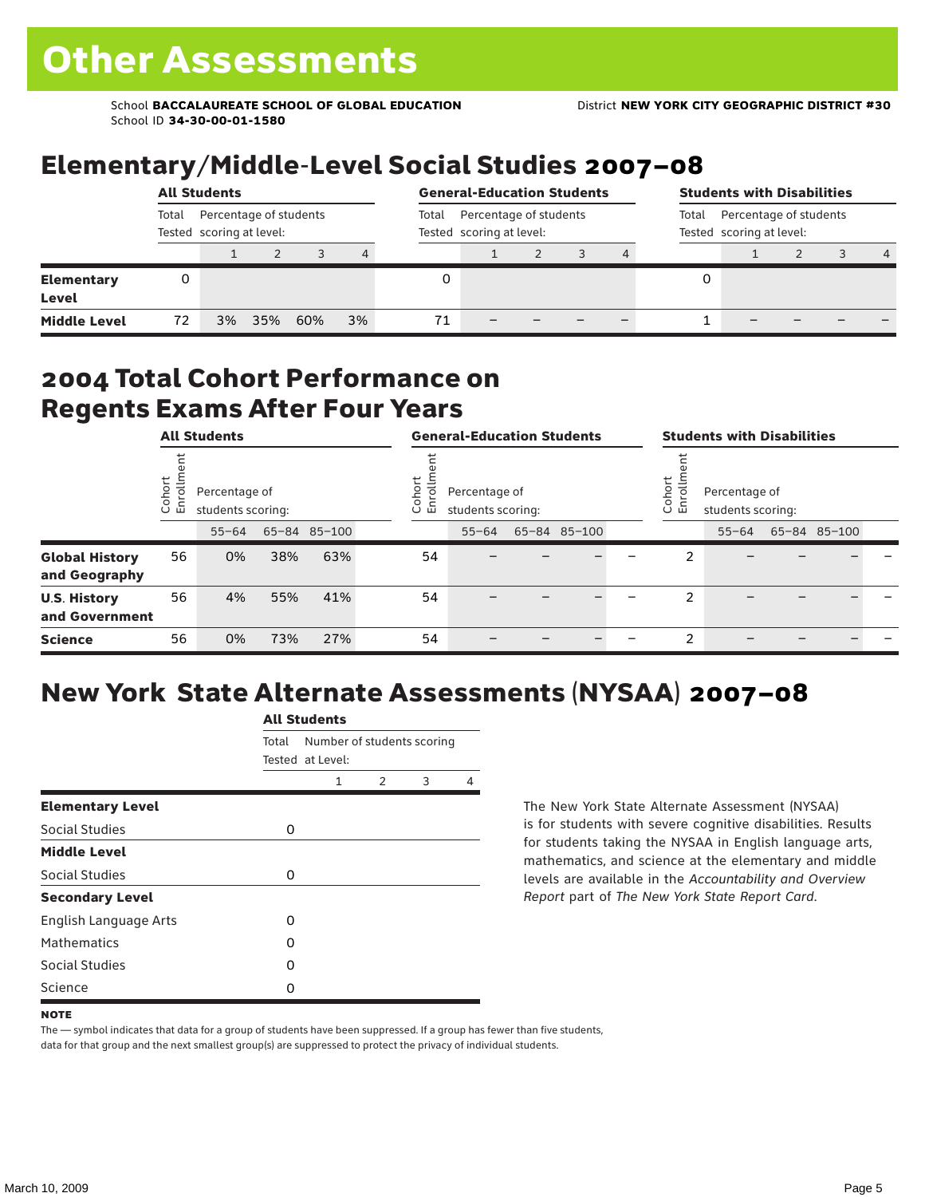# Other Assessments

School **BACCALAUREATE SCHOOL OF GLOBAL EDUCATION**
School ID **34-30-00-01-1580**

District **NEW YORK CITY GEOGRAPHIC DISTRICT #30**

## Elementary/Middle-Level Social Studies 2007–08

| | All Students | | | | | General-Education Students | | | | | Students with Disabilities | | | | |
|---|---|---|---|---|---|---|---|---|---|---|---|---|---|---|---|
| | Total Tested | Percentage of students scoring at level: | | | | Total Tested | Percentage of students scoring at level: | | | | Total Tested | Percentage of students scoring at level: | | | |
| | | 1 | 2 | 3 | 4 | | 1 | 2 | 3 | 4 | | 1 | 2 | 3 | 4 |
| **Elementary Level** | 0 | | | | | 0 | | | | | 0 | | | | |
| **Middle Level** | 72 | 3% | 35% | 60% | 3% | 71 | – | – | – | – | 1 | – | – | – | – |

## 2004 Total Cohort Performance on Regents Exams After Four Years

| | All Students | | | | General-Education Students | | | | | Students with Disabilities | | | | |
|---|---|---|---|---|---|---|---|---|---|---|---|---|---|---|
| | Cohort Enrollment | Percentage of students scoring: | | | Cohort Enrollment | Percentage of students scoring: | | | | Cohort Enrollment | Percentage of students scoring: | | | |
| | | 55–64 | 65–84 | 85–100 | | 55–64 | 65–84 | 85–100 | | | 55–64 | 65–84 | 85–100 | |
| **Global History and Geography** | 56 | 0% | 38% | 63% | 54 | – | – | – | – | 2 | – | – | – | – |
| **U.S. History and Government** | 56 | 4% | 55% | 41% | 54 | – | – | – | – | 2 | – | – | – | – |
| **Science** | 56 | 0% | 73% | 27% | 54 | – | – | – | – | 2 | – | – | – | – |

## New York State Alternate Assessments (NYSAA) 2007–08

| | All Students | | | | |
|---|---|---|---|---|---|
| | Total Tested | Number of students scoring at Level: | | | |
| | | 1 | 2 | 3 | 4 |
| **Elementary Level** | | | | | |
| Social Studies | 0 | | | | |
| **Middle Level** | | | | | |
| Social Studies | 0 | | | | |
| **Secondary Level** | | | | | |
| English Language Arts | 0 | | | | |
| Mathematics | 0 | | | | |
| Social Studies | 0 | | | | |
| Science | 0 | | | | |

The New York State Alternate Assessment (NYSAA) is for students with severe cognitive disabilities. Results for students taking the NYSAA in English language arts, mathematics, and science at the elementary and middle levels are available in the *Accountability and Overview Report* part of *The New York State Report Card*.

**NOTE**

The — symbol indicates that data for a group of students have been suppressed. If a group has fewer than five students, data for that group and the next smallest group(s) are suppressed to protect the privacy of individual students.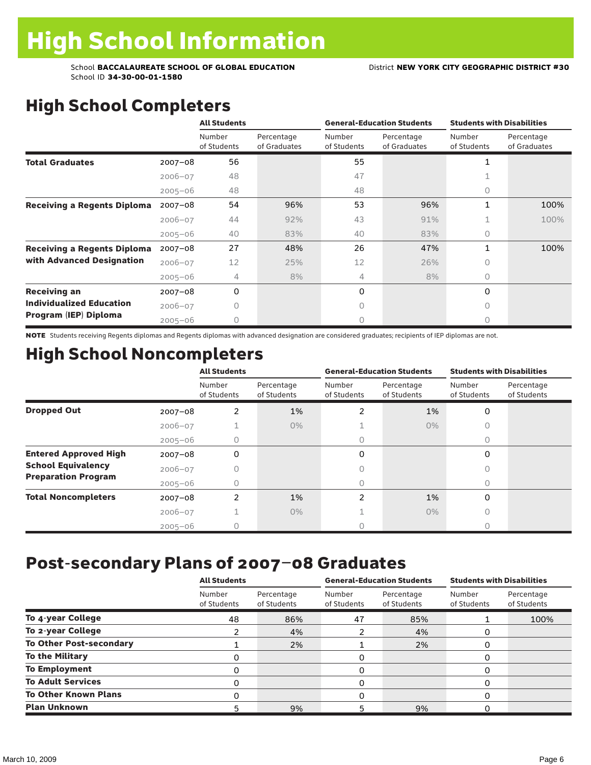# High School Information

School **BACCALAUREATE SCHOOL OF GLOBAL EDUCATION**
School ID **34-30-00-01-1580**
District **NEW YORK CITY GEOGRAPHIC DISTRICT #30**

## High School Completers

| | | All Students | | General-Education Students | | Students with Disabilities | |
|---|---|---|---|---|---|---|---|
| | | Number of Students | Percentage of Graduates | Number of Students | Percentage of Graduates | Number of Students | Percentage of Graduates |
| **Total Graduates** | 2007–08 | 56 | | 55 | | 1 | |
| | 2006–07 | 48 | | 47 | | 1 | |
| | 2005–06 | 48 | | 48 | | 0 | |
| **Receiving a Regents Diploma** | 2007–08 | 54 | 96% | 53 | 96% | 1 | 100% |
| | 2006–07 | 44 | 92% | 43 | 91% | 1 | 100% |
| | 2005–06 | 40 | 83% | 40 | 83% | 0 | |
| **Receiving a Regents Diploma with Advanced Designation** | 2007–08 | 27 | 48% | 26 | 47% | 1 | 100% |
| | 2006–07 | 12 | 25% | 12 | 26% | 0 | |
| | 2005–06 | 4 | 8% | 4 | 8% | 0 | |
| **Receiving an Individualized Education Program (IEP) Diploma** | 2007–08 | 0 | | 0 | | 0 | |
| | 2006–07 | 0 | | 0 | | 0 | |
| | 2005–06 | 0 | | 0 | | 0 | |

**NOTE** Students receiving Regents diplomas and Regents diplomas with advanced designation are considered graduates; recipients of IEP diplomas are not.

## High School Noncompleters

| | | All Students | | General-Education Students | | Students with Disabilities | |
|---|---|---|---|---|---|---|---|
| | | Number of Students | Percentage of Students | Number of Students | Percentage of Students | Number of Students | Percentage of Students |
| **Dropped Out** | 2007–08 | 2 | 1% | 2 | 1% | 0 | |
| | 2006–07 | 1 | 0% | 1 | 0% | 0 | |
| | 2005–06 | 0 | | 0 | | 0 | |
| **Entered Approved High School Equivalency Preparation Program** | 2007–08 | 0 | | 0 | | 0 | |
| | 2006–07 | 0 | | 0 | | 0 | |
| | 2005–06 | 0 | | 0 | | 0 | |
| **Total Noncompleters** | 2007–08 | 2 | 1% | 2 | 1% | 0 | |
| | 2006–07 | 1 | 0% | 1 | 0% | 0 | |
| | 2005–06 | 0 | | 0 | | 0 | |

## Post-secondary Plans of 2007–08 Graduates

| | All Students | | General-Education Students | | Students with Disabilities | |
|---|---|---|---|---|---|---|
| | Number of Students | Percentage of Students | Number of Students | Percentage of Students | Number of Students | Percentage of Students |
| **To 4-year College** | 48 | 86% | 47 | 85% | 1 | 100% |
| **To 2-year College** | 2 | 4% | 2 | 4% | 0 | |
| **To Other Post-secondary** | 1 | 2% | 1 | 2% | 0 | |
| **To the Military** | 0 | | 0 | | 0 | |
| **To Employment** | 0 | | 0 | | 0 | |
| **To Adult Services** | 0 | | 0 | | 0 | |
| **To Other Known Plans** | 0 | | 0 | | 0 | |
| **Plan Unknown** | 5 | 9% | 5 | 9% | 0 | |

March 10, 2009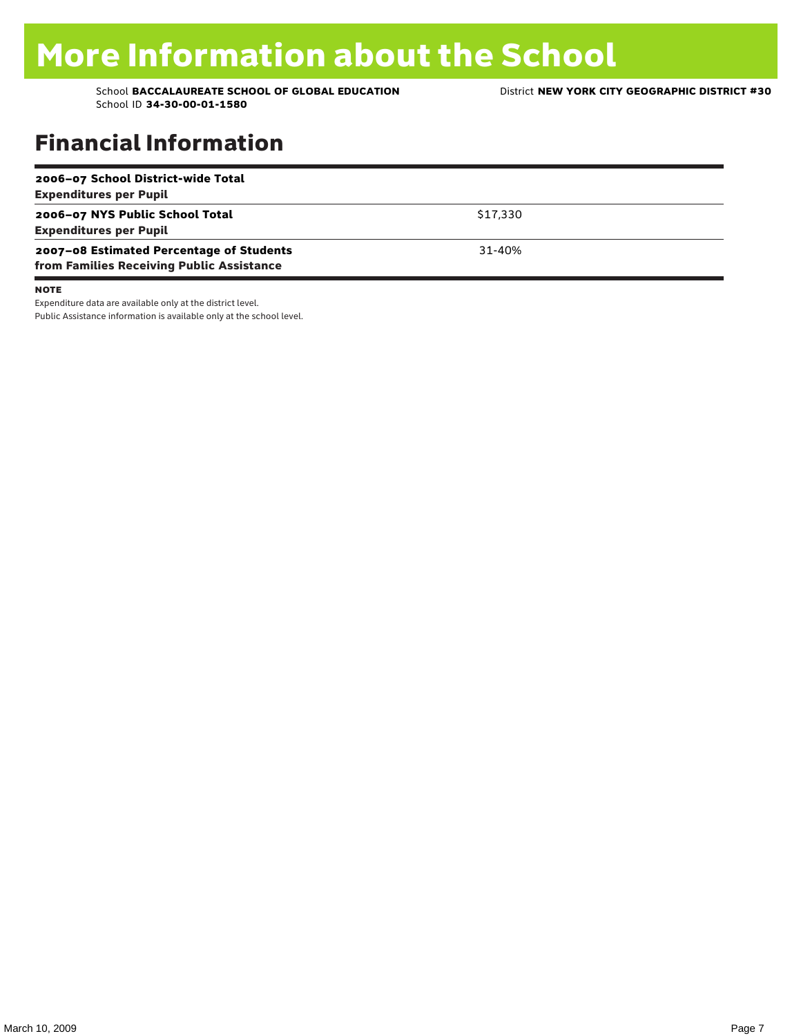# More Information about the School

School **BACCALAUREATE SCHOOL OF GLOBAL EDUCATION** District **NEW YORK CITY GEOGRAPHIC DISTRICT #30**
School ID **34-30-00-01-1580**

## Financial Information

| | |
|---|---|
| **2006–07 School District-wide Total Expenditures per Pupil** | |
| **2006–07 NYS Public School Total Expenditures per Pupil** | $17,330 |
| **2007–08 Estimated Percentage of Students from Families Receiving Public Assistance** | 31-40% |

**NOTE**

Expenditure data are available only at the district level.

Public Assistance information is available only at the school level.